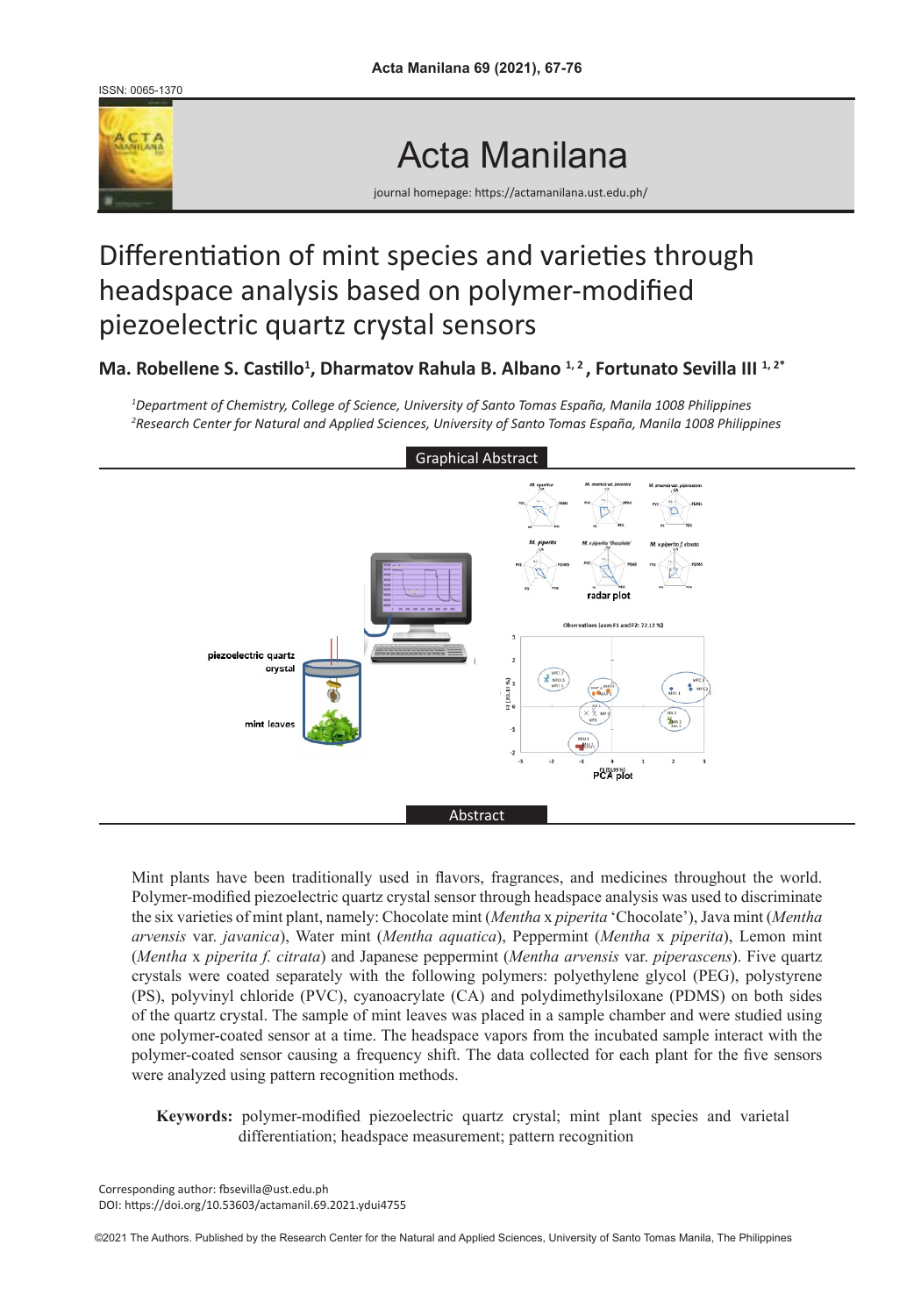ISSN: 0065-1370

# Acta Manilana

journal homepage: https://actamanilana.ust.edu.ph/

# Differentiation of mint species and varieties through headspace analysis based on polymer-modified piezoelectric quartz crystal sensors

**Ma. Robellene S. Castillo[1], Dharmatov Rahula B. Albano [1, 2], Fortunato Sevilla III [1, 2*]**

*[1]Department of Chemistry, College of Science, University of Santo Tomas España, Manila 1008 Philippines*
*[2]Research Center for Natural and Applied Sciences, University of Santo Tomas España, Manila 1008 Philippines*

## Graphical Abstract

## Abstract

Mint plants have been traditionally used in flavors, fragrances, and medicines throughout the world. Polymer-modified piezoelectric quartz crystal sensor through headspace analysis was used to discriminate the six varieties of mint plant, namely: Chocolate mint (*Mentha* x *piperita* 'Chocolate'), Java mint (*Mentha arvensis* var. *javanica*), Water mint (*Mentha aquatica*), Peppermint (*Mentha* x *piperita*), Lemon mint (*Mentha* x *piperita f. citrata*) and Japanese peppermint (*Mentha arvensis* var. *piperascens*). Five quartz crystals were coated separately with the following polymers: polyethylene glycol (PEG), polystyrene (PS), polyvinyl chloride (PVC), cyanoacrylate (CA) and polydimethylsiloxane (PDMS) on both sides of the quartz crystal. The sample of mint leaves was placed in a sample chamber and were studied using one polymer-coated sensor at a time. The headspace vapors from the incubated sample interact with the polymer-coated sensor causing a frequency shift. The data collected for each plant for the five sensors were analyzed using pattern recognition methods.

**Keywords:** polymer-modified piezoelectric quartz crystal; mint plant species and varietal differentiation; headspace measurement; pattern recognition

Corresponding author: fbsevilla@ust.edu.ph
DOI: https://doi.org/10.53603/actamanil.69.2021.ydui4755

©2021 The Authors. Published by the Research Center for the Natural and Applied Sciences, University of Santo Tomas Manila, The Philippines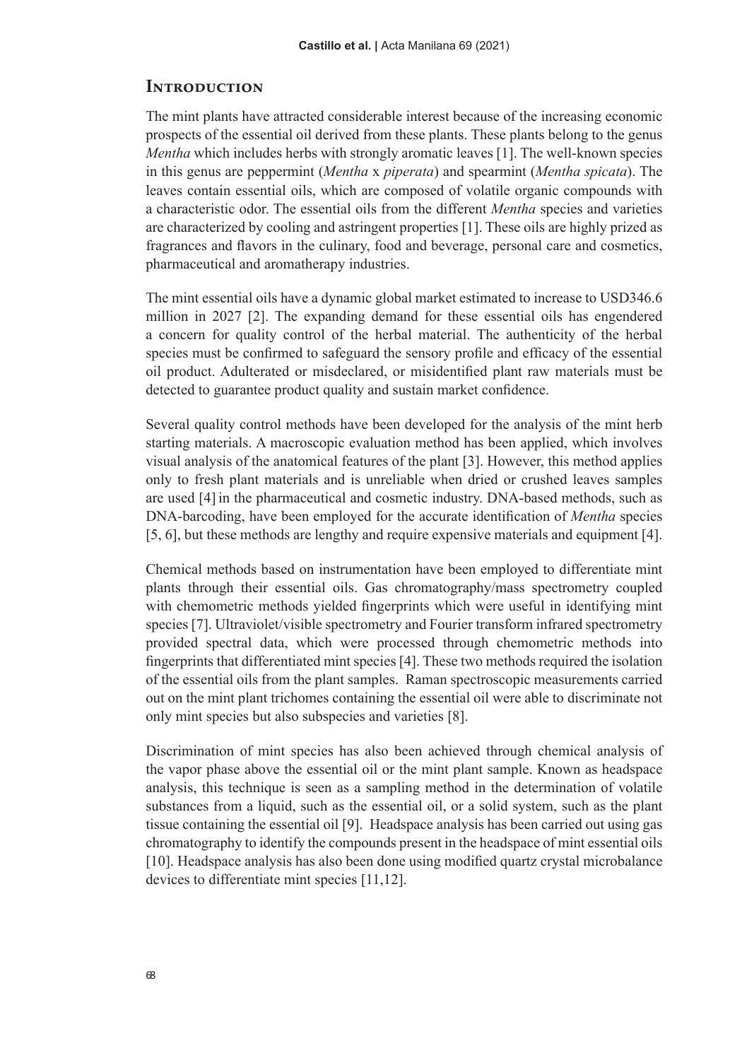## Introduction

The mint plants have attracted considerable interest because of the increasing economic prospects of the essential oil derived from these plants. These plants belong to the genus *Mentha* which includes herbs with strongly aromatic leaves [1]. The well-known species in this genus are peppermint (*Mentha* x *piperata*) and spearmint (*Mentha spicata*). The leaves contain essential oils, which are composed of volatile organic compounds with a characteristic odor. The essential oils from the different *Mentha* species and varieties are characterized by cooling and astringent properties [1]. These oils are highly prized as fragrances and flavors in the culinary, food and beverage, personal care and cosmetics, pharmaceutical and aromatherapy industries.

The mint essential oils have a dynamic global market estimated to increase to USD346.6 million in 2027 [2]. The expanding demand for these essential oils has engendered a concern for quality control of the herbal material. The authenticity of the herbal species must be confirmed to safeguard the sensory profile and efficacy of the essential oil product. Adulterated or misdeclared, or misidentified plant raw materials must be detected to guarantee product quality and sustain market confidence.

Several quality control methods have been developed for the analysis of the mint herb starting materials. A macroscopic evaluation method has been applied, which involves visual analysis of the anatomical features of the plant [3]. However, this method applies only to fresh plant materials and is unreliable when dried or crushed leaves samples are used [4] in the pharmaceutical and cosmetic industry. DNA-based methods, such as DNA-barcoding, have been employed for the accurate identification of *Mentha* species [5, 6], but these methods are lengthy and require expensive materials and equipment [4].

Chemical methods based on instrumentation have been employed to differentiate mint plants through their essential oils. Gas chromatography/mass spectrometry coupled with chemometric methods yielded fingerprints which were useful in identifying mint species [7]. Ultraviolet/visible spectrometry and Fourier transform infrared spectrometry provided spectral data, which were processed through chemometric methods into fingerprints that differentiated mint species [4]. These two methods required the isolation of the essential oils from the plant samples. Raman spectroscopic measurements carried out on the mint plant trichomes containing the essential oil were able to discriminate not only mint species but also subspecies and varieties [8].

Discrimination of mint species has also been achieved through chemical analysis of the vapor phase above the essential oil or the mint plant sample. Known as headspace analysis, this technique is seen as a sampling method in the determination of volatile substances from a liquid, such as the essential oil, or a solid system, such as the plant tissue containing the essential oil [9]. Headspace analysis has been carried out using gas chromatography to identify the compounds present in the headspace of mint essential oils [10]. Headspace analysis has also been done using modified quartz crystal microbalance devices to differentiate mint species [11,12].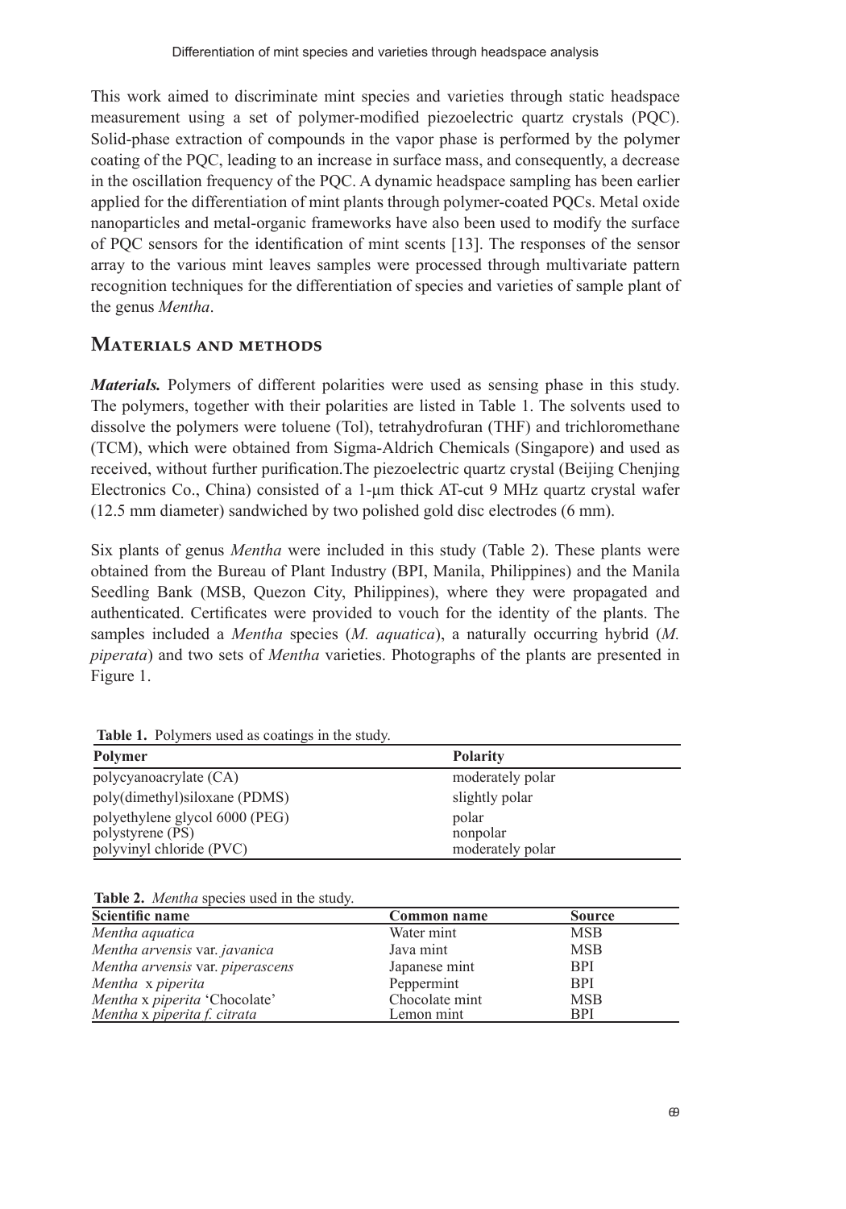This work aimed to discriminate mint species and varieties through static headspace measurement using a set of polymer-modified piezoelectric quartz crystals (PQC). Solid-phase extraction of compounds in the vapor phase is performed by the polymer coating of the PQC, leading to an increase in surface mass, and consequently, a decrease in the oscillation frequency of the PQC. A dynamic headspace sampling has been earlier applied for the differentiation of mint plants through polymer-coated PQCs. Metal oxide nanoparticles and metal-organic frameworks have also been used to modify the surface of PQC sensors for the identification of mint scents [13]. The responses of the sensor array to the various mint leaves samples were processed through multivariate pattern recognition techniques for the differentiation of species and varieties of sample plant of the genus *Mentha*.

## Materials and methods

***Materials.*** Polymers of different polarities were used as sensing phase in this study. The polymers, together with their polarities are listed in Table 1. The solvents used to dissolve the polymers were toluene (Tol), tetrahydrofuran (THF) and trichloromethane (TCM), which were obtained from Sigma-Aldrich Chemicals (Singapore) and used as received, without further purification.The piezoelectric quartz crystal (Beijing Chenjing Electronics Co., China) consisted of a 1-μm thick AT-cut 9 MHz quartz crystal wafer (12.5 mm diameter) sandwiched by two polished gold disc electrodes (6 mm).

Six plants of genus *Mentha* were included in this study (Table 2). These plants were obtained from the Bureau of Plant Industry (BPI, Manila, Philippines) and the Manila Seedling Bank (MSB, Quezon City, Philippines), where they were propagated and authenticated. Certificates were provided to vouch for the identity of the plants. The samples included a *Mentha* species (*M. aquatica*), a naturally occurring hybrid (*M. piperata*) and two sets of *Mentha* varieties. Photographs of the plants are presented in Figure 1.

**Table 1.** Polymers used as coatings in the study.

| Polymer | Polarity |
|---|---|
| polycyanoacrylate (CA) | moderately polar |
| poly(dimethyl)siloxane (PDMS) | slightly polar |
| polyethylene glycol 6000 (PEG) | polar |
| polystyrene (PS) | nonpolar |
| polyvinyl chloride (PVC) | moderately polar |

**Table 2.** *Mentha* species used in the study.

| Scientific name | Common name | Source |
|---|---|---|
| *Mentha aquatica* | Water mint | MSB |
| *Mentha arvensis* var. *javanica* | Java mint | MSB |
| *Mentha arvensis* var. *piperascens* | Japanese mint | BPI |
| *Mentha* x *piperita* | Peppermint | BPI |
| *Mentha* x *piperita* 'Chocolate' | Chocolate mint | MSB |
| *Mentha* x *piperita f. citrata* | Lemon mint | BPI |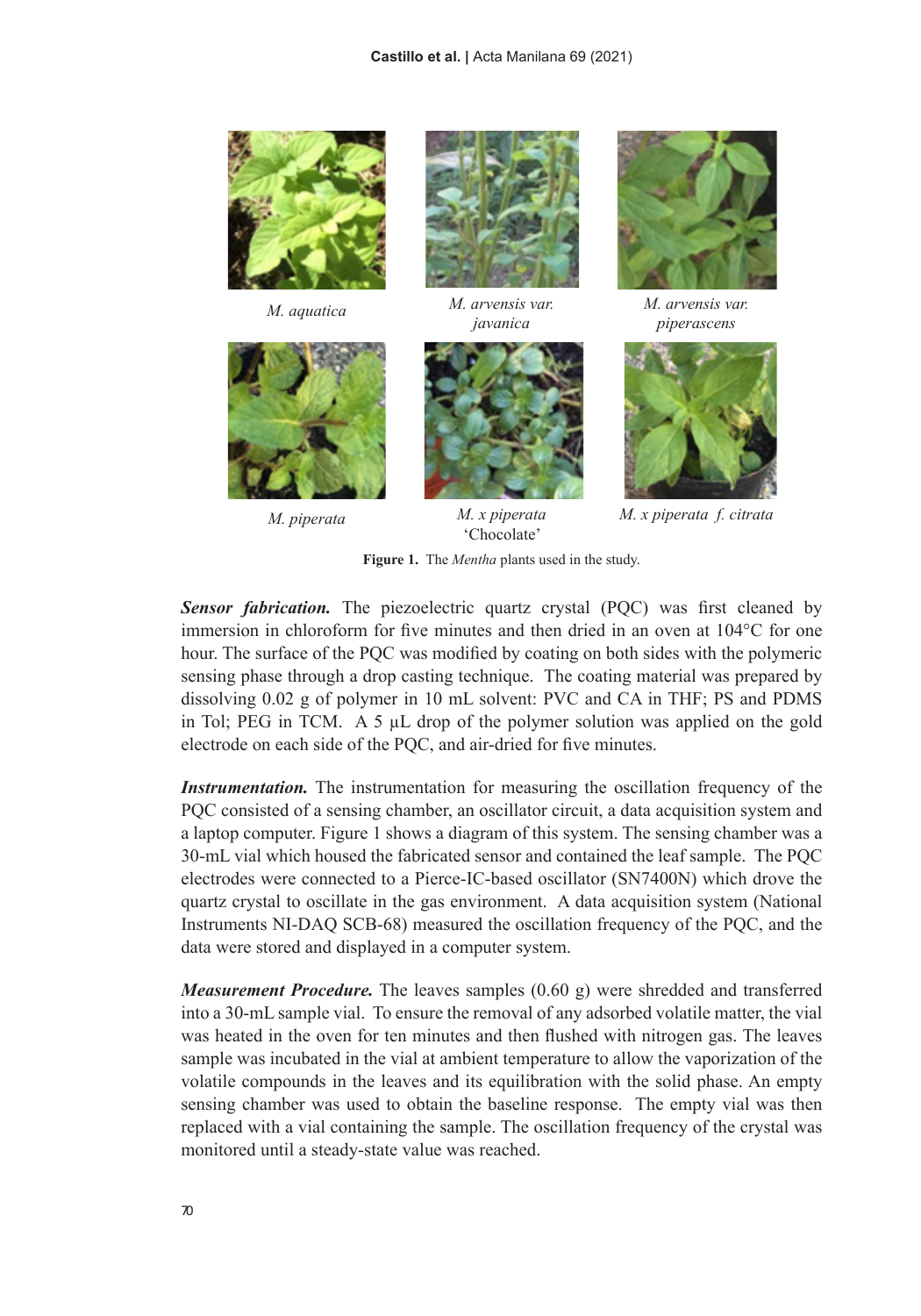*M. aquatica*

*M. arvensis var. javanica*

*M. arvensis var. piperascens*

*M. piperata*

*M. x piperata* 'Chocolate'

*M. x piperata f. citrata*

**Figure 1.** The *Mentha* plants used in the study.

***Sensor fabrication.*** The piezoelectric quartz crystal (PQC) was first cleaned by immersion in chloroform for five minutes and then dried in an oven at 104°C for one hour. The surface of the PQC was modified by coating on both sides with the polymeric sensing phase through a drop casting technique. The coating material was prepared by dissolving 0.02 g of polymer in 10 mL solvent: PVC and CA in THF; PS and PDMS in Tol; PEG in TCM. A 5 µL drop of the polymer solution was applied on the gold electrode on each side of the PQC, and air-dried for five minutes.

***Instrumentation.*** The instrumentation for measuring the oscillation frequency of the PQC consisted of a sensing chamber, an oscillator circuit, a data acquisition system and a laptop computer. Figure 1 shows a diagram of this system. The sensing chamber was a 30-mL vial which housed the fabricated sensor and contained the leaf sample. The PQC electrodes were connected to a Pierce-IC-based oscillator (SN7400N) which drove the quartz crystal to oscillate in the gas environment. A data acquisition system (National Instruments NI-DAQ SCB-68) measured the oscillation frequency of the PQC, and the data were stored and displayed in a computer system.

***Measurement Procedure.*** The leaves samples (0.60 g) were shredded and transferred into a 30-mL sample vial. To ensure the removal of any adsorbed volatile matter, the vial was heated in the oven for ten minutes and then flushed with nitrogen gas. The leaves sample was incubated in the vial at ambient temperature to allow the vaporization of the volatile compounds in the leaves and its equilibration with the solid phase. An empty sensing chamber was used to obtain the baseline response. The empty vial was then replaced with a vial containing the sample. The oscillation frequency of the crystal was monitored until a steady-state value was reached.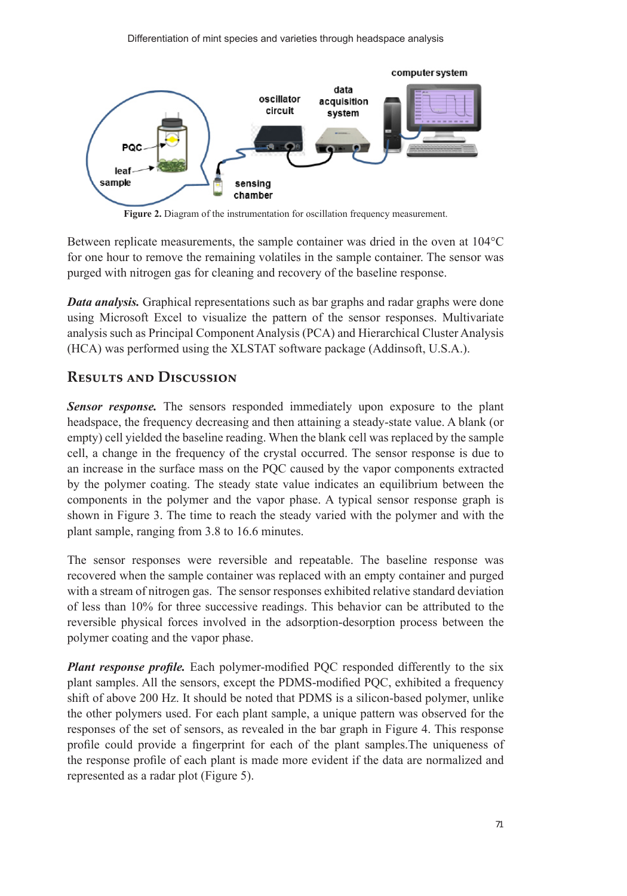Figure 2. Diagram of the instrumentation for oscillation frequency measurement.

Between replicate measurements, the sample container was dried in the oven at 104°C for one hour to remove the remaining volatiles in the sample container. The sensor was purged with nitrogen gas for cleaning and recovery of the baseline response.

***Data analysis.*** Graphical representations such as bar graphs and radar graphs were done using Microsoft Excel to visualize the pattern of the sensor responses. Multivariate analysis such as Principal Component Analysis (PCA) and Hierarchical Cluster Analysis (HCA) was performed using the XLSTAT software package (Addinsoft, U.S.A.).

## Results and Discussion

***Sensor response.*** The sensors responded immediately upon exposure to the plant headspace, the frequency decreasing and then attaining a steady-state value. A blank (or empty) cell yielded the baseline reading. When the blank cell was replaced by the sample cell, a change in the frequency of the crystal occurred. The sensor response is due to an increase in the surface mass on the PQC caused by the vapor components extracted by the polymer coating. The steady state value indicates an equilibrium between the components in the polymer and the vapor phase. A typical sensor response graph is shown in Figure 3. The time to reach the steady varied with the polymer and with the plant sample, ranging from 3.8 to 16.6 minutes.

The sensor responses were reversible and repeatable. The baseline response was recovered when the sample container was replaced with an empty container and purged with a stream of nitrogen gas. The sensor responses exhibited relative standard deviation of less than 10% for three successive readings. This behavior can be attributed to the reversible physical forces involved in the adsorption-desorption process between the polymer coating and the vapor phase.

***Plant response profile.*** Each polymer-modified PQC responded differently to the six plant samples. All the sensors, except the PDMS-modified PQC, exhibited a frequency shift of above 200 Hz. It should be noted that PDMS is a silicon-based polymer, unlike the other polymers used. For each plant sample, a unique pattern was observed for the responses of the set of sensors, as revealed in the bar graph in Figure 4. This response profile could provide a fingerprint for each of the plant samples.The uniqueness of the response profile of each plant is made more evident if the data are normalized and represented as a radar plot (Figure 5).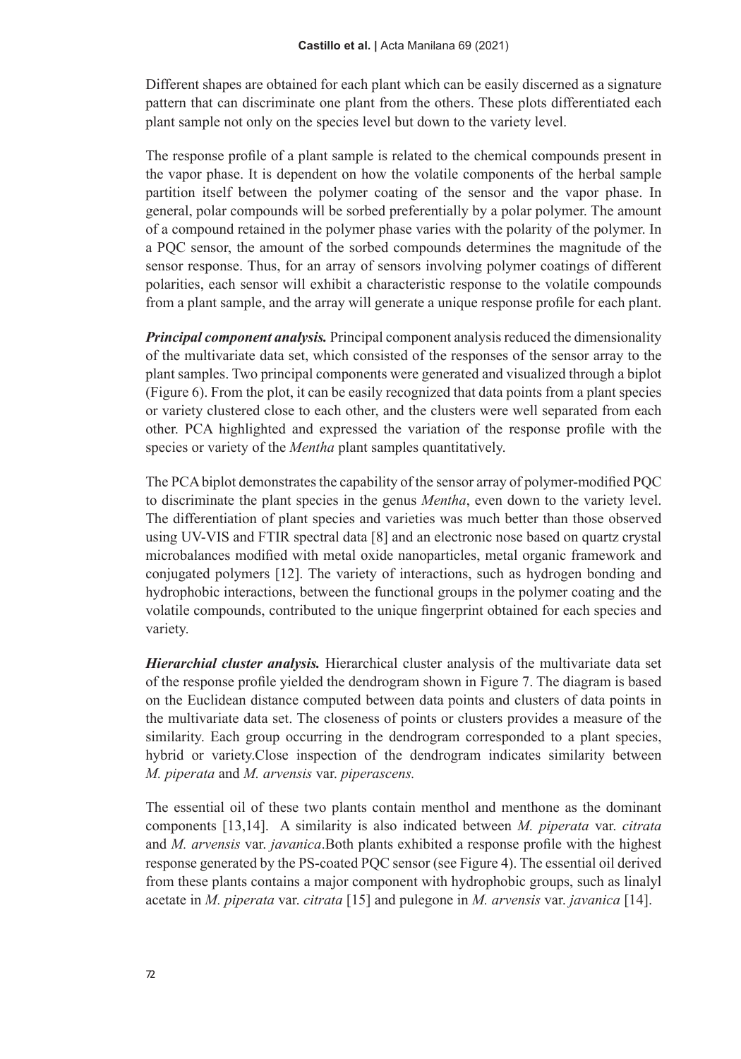Different shapes are obtained for each plant which can be easily discerned as a signature pattern that can discriminate one plant from the others. These plots differentiated each plant sample not only on the species level but down to the variety level.

The response profile of a plant sample is related to the chemical compounds present in the vapor phase. It is dependent on how the volatile components of the herbal sample partition itself between the polymer coating of the sensor and the vapor phase. In general, polar compounds will be sorbed preferentially by a polar polymer. The amount of a compound retained in the polymer phase varies with the polarity of the polymer. In a PQC sensor, the amount of the sorbed compounds determines the magnitude of the sensor response. Thus, for an array of sensors involving polymer coatings of different polarities, each sensor will exhibit a characteristic response to the volatile compounds from a plant sample, and the array will generate a unique response profile for each plant.

***Principal component analysis.*** Principal component analysis reduced the dimensionality of the multivariate data set, which consisted of the responses of the sensor array to the plant samples. Two principal components were generated and visualized through a biplot (Figure 6). From the plot, it can be easily recognized that data points from a plant species or variety clustered close to each other, and the clusters were well separated from each other. PCA highlighted and expressed the variation of the response profile with the species or variety of the *Mentha* plant samples quantitatively.

The PCA biplot demonstrates the capability of the sensor array of polymer-modified PQC to discriminate the plant species in the genus *Mentha*, even down to the variety level. The differentiation of plant species and varieties was much better than those observed using UV-VIS and FTIR spectral data [8] and an electronic nose based on quartz crystal microbalances modified with metal oxide nanoparticles, metal organic framework and conjugated polymers [12]. The variety of interactions, such as hydrogen bonding and hydrophobic interactions, between the functional groups in the polymer coating and the volatile compounds, contributed to the unique fingerprint obtained for each species and variety.

***Hierarchial cluster analysis.*** Hierarchical cluster analysis of the multivariate data set of the response profile yielded the dendrogram shown in Figure 7. The diagram is based on the Euclidean distance computed between data points and clusters of data points in the multivariate data set. The closeness of points or clusters provides a measure of the similarity. Each group occurring in the dendrogram corresponded to a plant species, hybrid or variety.Close inspection of the dendrogram indicates similarity between *M. piperata* and *M. arvensis* var. *piperascens.*

The essential oil of these two plants contain menthol and menthone as the dominant components [13,14]. A similarity is also indicated between *M. piperata* var. *citrata* and *M. arvensis* var. *javanica*.Both plants exhibited a response profile with the highest response generated by the PS-coated PQC sensor (see Figure 4). The essential oil derived from these plants contains a major component with hydrophobic groups, such as linalyl acetate in *M. piperata* var. *citrata* [15] and pulegone in *M. arvensis* var. *javanica* [14].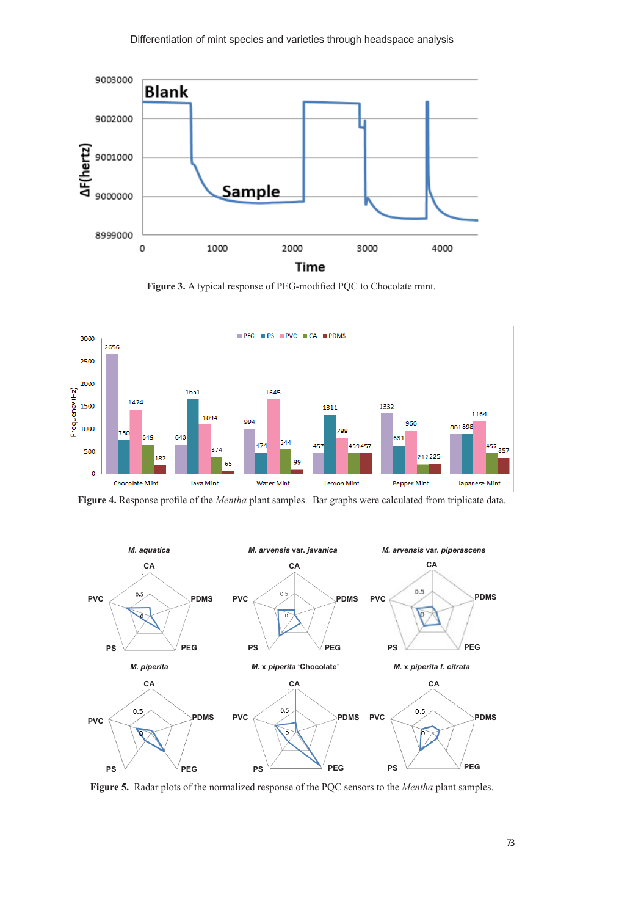**Figure 3.** A typical response of PEG-modified PQC to Chocolate mint.

**Figure 4.** Response profile of the *Mentha* plant samples. Bar graphs were calculated from triplicate data.

**Figure 5.** Radar plots of the normalized response of the PQC sensors to the *Mentha* plant samples.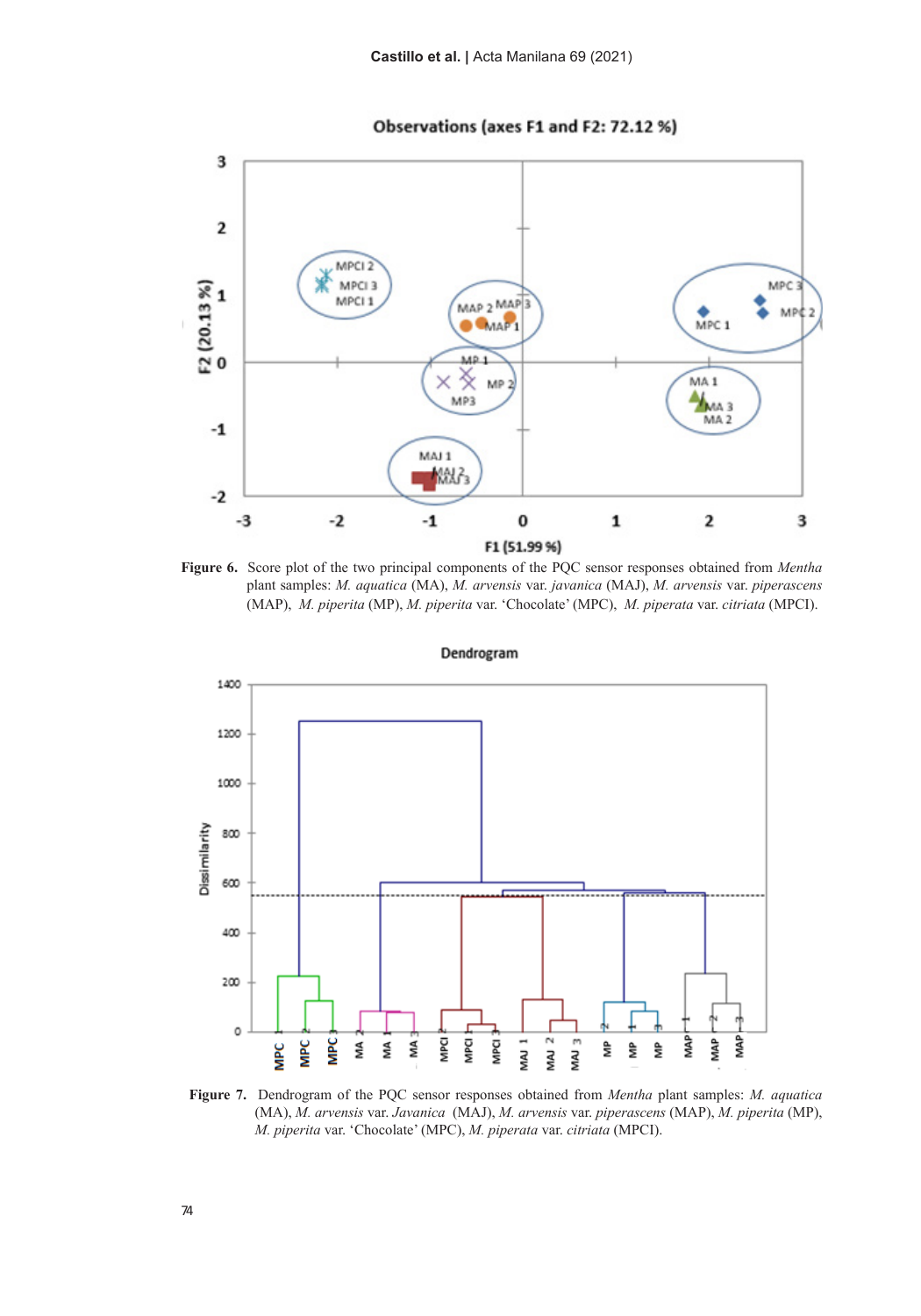**Figure 6.** Score plot of the two principal components of the PQC sensor responses obtained from *Mentha* plant samples: *M. aquatica* (MA), *M. arvensis* var. *javanica* (MAJ), *M. arvensis* var. *piperascens* (MAP), *M. piperita* (MP), *M. piperita* var. 'Chocolate' (MPC), *M. piperata* var. *citriata* (MPCI).

**Figure 7.** Dendrogram of the PQC sensor responses obtained from *Mentha* plant samples: *M. aquatica* (MA), *M. arvensis* var. *Javanica* (MAJ), *M. arvensis* var. *piperascens* (MAP), *M. piperita* (MP), *M. piperita* var. 'Chocolate' (MPC), *M. piperata* var. *citriata* (MPCI).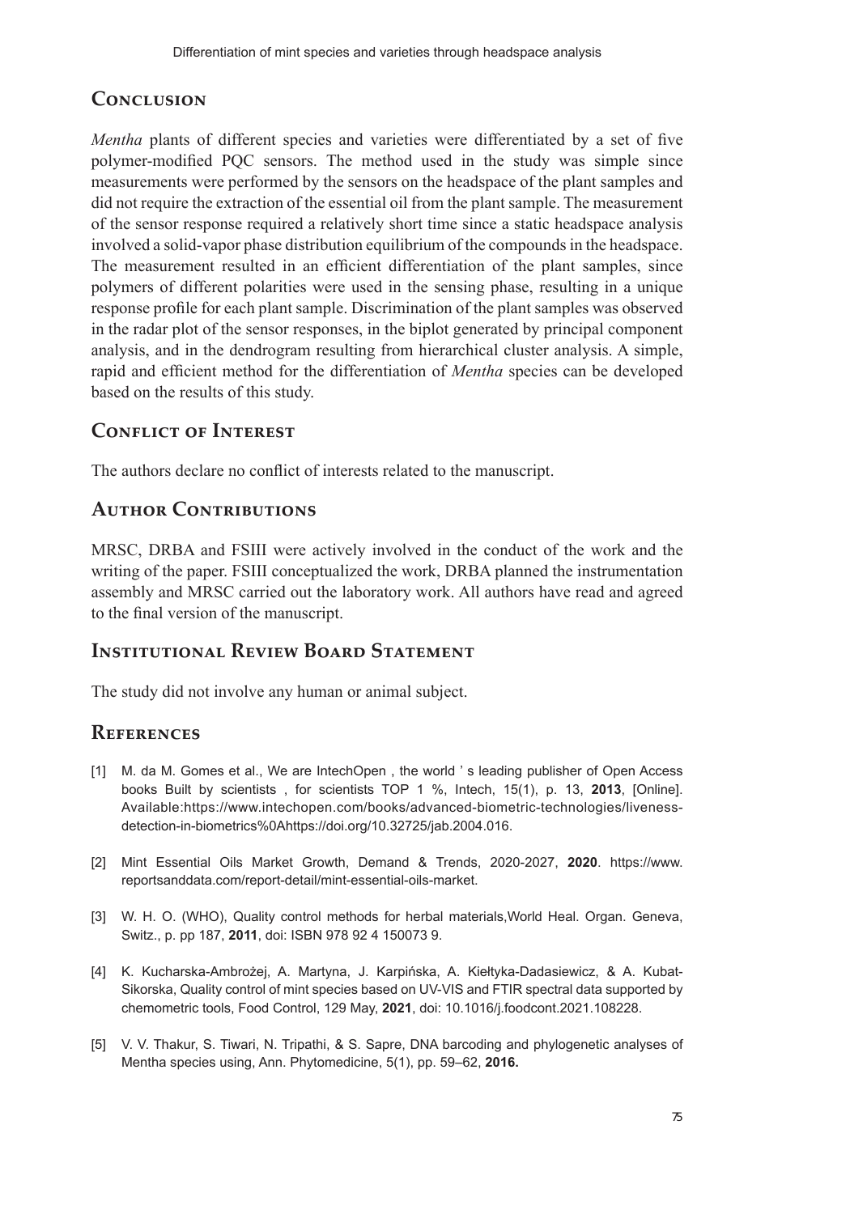## Conclusion

*Mentha* plants of different species and varieties were differentiated by a set of five polymer-modified PQC sensors. The method used in the study was simple since measurements were performed by the sensors on the headspace of the plant samples and did not require the extraction of the essential oil from the plant sample. The measurement of the sensor response required a relatively short time since a static headspace analysis involved a solid-vapor phase distribution equilibrium of the compounds in the headspace. The measurement resulted in an efficient differentiation of the plant samples, since polymers of different polarities were used in the sensing phase, resulting in a unique response profile for each plant sample. Discrimination of the plant samples was observed in the radar plot of the sensor responses, in the biplot generated by principal component analysis, and in the dendrogram resulting from hierarchical cluster analysis. A simple, rapid and efficient method for the differentiation of *Mentha* species can be developed based on the results of this study.

## Conflict of Interest

The authors declare no conflict of interests related to the manuscript.

## Author Contributions

MRSC, DRBA and FSIII were actively involved in the conduct of the work and the writing of the paper. FSIII conceptualized the work, DRBA planned the instrumentation assembly and MRSC carried out the laboratory work. All authors have read and agreed to the final version of the manuscript.

## Institutional Review Board Statement

The study did not involve any human or animal subject.

## References

[1] M. da M. Gomes et al., We are IntechOpen , the world ' s leading publisher of Open Access books Built by scientists , for scientists TOP 1 %, Intech, 15(1), p. 13, **2013**, [Online]. Available:https://www.intechopen.com/books/advanced-biometric-technologies/liveness-detection-in-biometrics%0Ahttps://doi.org/10.32725/jab.2004.016.

[2] Mint Essential Oils Market Growth, Demand & Trends, 2020-2027, **2020**. https://www.reportsanddata.com/report-detail/mint-essential-oils-market.

[3] W. H. O. (WHO), Quality control methods for herbal materials,World Heal. Organ. Geneva, Switz., p. pp 187, **2011**, doi: ISBN 978 92 4 150073 9.

[4] K. Kucharska-Ambrożej, A. Martyna, J. Karpińska, A. Kiełtyka-Dadasiewicz, & A. Kubat-Sikorska, Quality control of mint species based on UV-VIS and FTIR spectral data supported by chemometric tools, Food Control, 129 May, **2021**, doi: 10.1016/j.foodcont.2021.108228.

[5] V. V. Thakur, S. Tiwari, N. Tripathi, & S. Sapre, DNA barcoding and phylogenetic analyses of Mentha species using, Ann. Phytomedicine, 5(1), pp. 59–62, **2016.**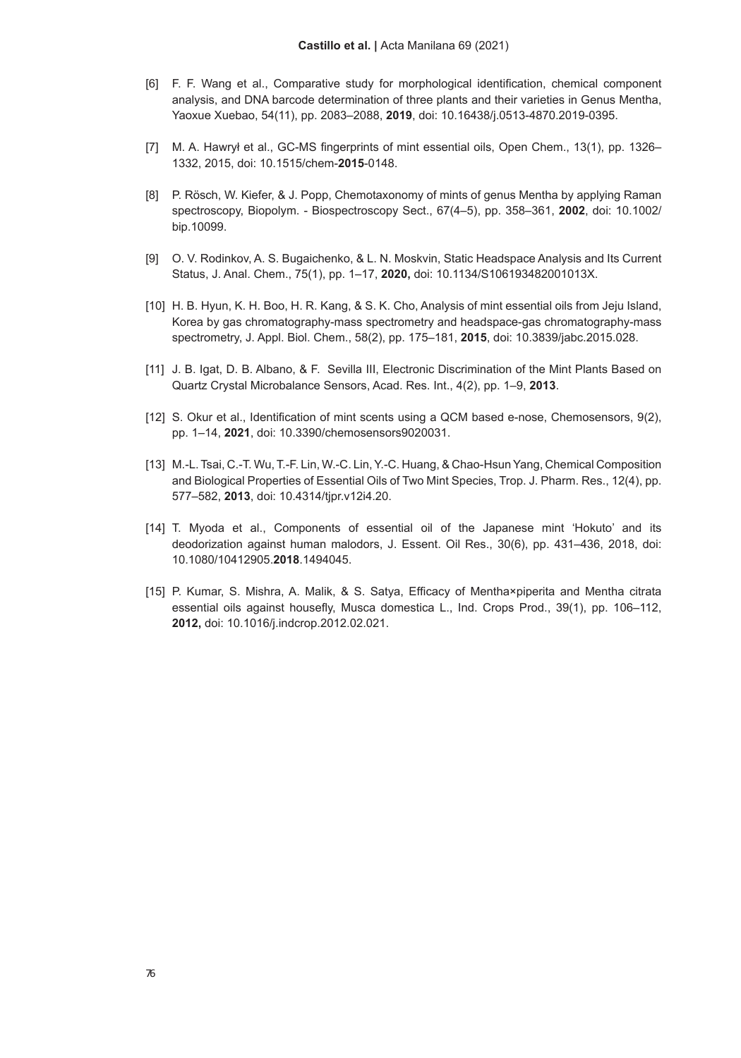[6] F. F. Wang et al., Comparative study for morphological identification, chemical component analysis, and DNA barcode determination of three plants and their varieties in Genus Mentha, Yaoxue Xuebao, 54(11), pp. 2083–2088, **2019**, doi: 10.16438/j.0513-4870.2019-0395.

[7] M. A. Hawrył et al., GC-MS fingerprints of mint essential oils, Open Chem., 13(1), pp. 1326–1332, 2015, doi: 10.1515/chem-**2015**-0148.

[8] P. Rösch, W. Kiefer, & J. Popp, Chemotaxonomy of mints of genus Mentha by applying Raman spectroscopy, Biopolym. - Biospectroscopy Sect., 67(4–5), pp. 358–361, **2002**, doi: 10.1002/bip.10099.

[9] O. V. Rodinkov, A. S. Bugaichenko, & L. N. Moskvin, Static Headspace Analysis and Its Current Status, J. Anal. Chem., 75(1), pp. 1–17, **2020,** doi: 10.1134/S106193482001013X.

[10] H. B. Hyun, K. H. Boo, H. R. Kang, & S. K. Cho, Analysis of mint essential oils from Jeju Island, Korea by gas chromatography-mass spectrometry and headspace-gas chromatography-mass spectrometry, J. Appl. Biol. Chem., 58(2), pp. 175–181, **2015**, doi: 10.3839/jabc.2015.028.

[11] J. B. Igat, D. B. Albano, & F. Sevilla III, Electronic Discrimination of the Mint Plants Based on Quartz Crystal Microbalance Sensors, Acad. Res. Int., 4(2), pp. 1–9, **2013**.

[12] S. Okur et al., Identification of mint scents using a QCM based e-nose, Chemosensors, 9(2), pp. 1–14, **2021**, doi: 10.3390/chemosensors9020031.

[13] M.-L. Tsai, C.-T. Wu, T.-F. Lin, W.-C. Lin, Y.-C. Huang, & Chao-Hsun Yang, Chemical Composition and Biological Properties of Essential Oils of Two Mint Species, Trop. J. Pharm. Res., 12(4), pp. 577–582, **2013**, doi: 10.4314/tjpr.v12i4.20.

[14] T. Myoda et al., Components of essential oil of the Japanese mint 'Hokuto' and its deodorization against human malodors, J. Essent. Oil Res., 30(6), pp. 431–436, 2018, doi: 10.1080/10412905.**2018**.1494045.

[15] P. Kumar, S. Mishra, A. Malik, & S. Satya, Efficacy of Mentha×piperita and Mentha citrata essential oils against housefly, Musca domestica L., Ind. Crops Prod., 39(1), pp. 106–112, **2012,** doi: 10.1016/j.indcrop.2012.02.021.